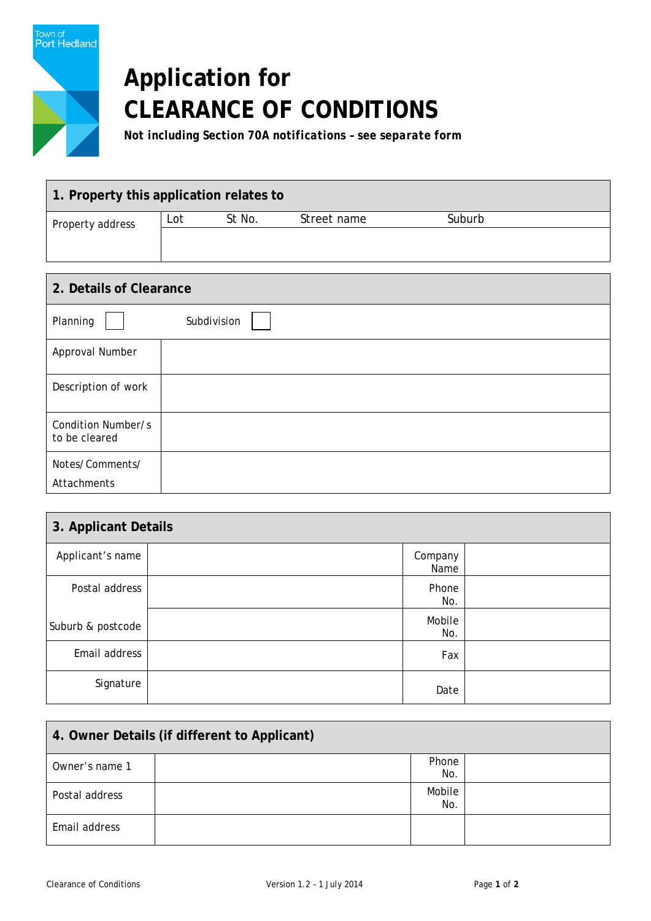Town of Port Hedland

# Application for CLEARANCE OF CONDITIONS

***Not including Section 70A notifications – see separate form***

| 1. Property this application relates to | | | | |
|---|---|---|---|---|
| Property address | Lot | St No. | Street name | Suburb |
| | | | | |

| 2. Details of Clearance | |
|---|---|
| Planning ☐ | Subdivision ☐ |
| Approval Number | |
| Description of work | |
| Condition Number/s to be cleared | |
| Notes/Comments/ Attachments | |

| 3. Applicant Details | | | |
|---|---|---|---|
| Applicant's name | | Company Name | |
| Postal address | | Phone No. | |
| Suburb & postcode | | Mobile No. | |
| Email address | | Fax | |
| Signature | | Date | |

| 4. Owner Details (if different to Applicant) | | | |
|---|---|---|---|
| Owner's name 1 | | Phone No. | |
| Postal address | | Mobile No. | |
| Email address | | | |

Clearance of Conditions — Version 1.2 – 1 July 2014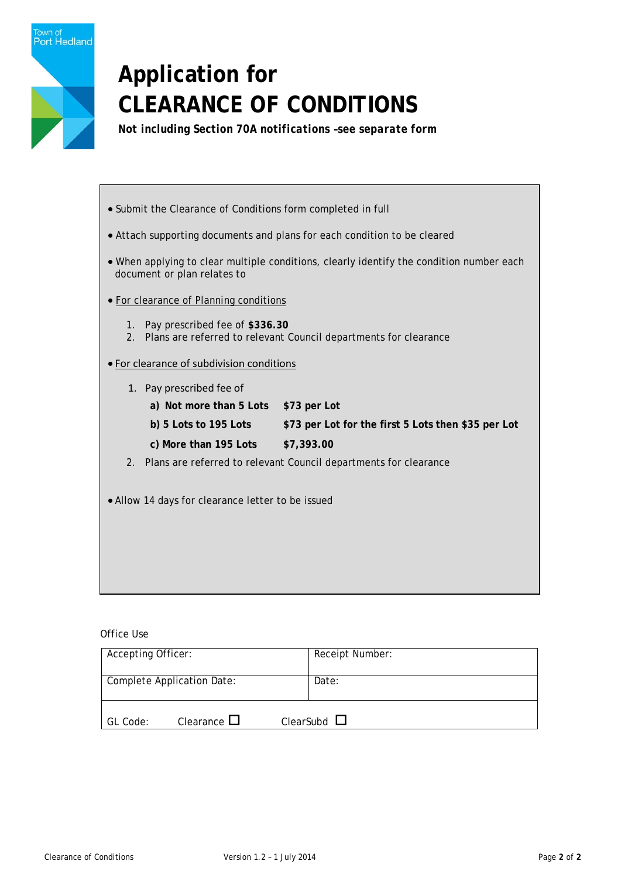# Application for CLEARANCE OF CONDITIONS

***Not including Section 70A notifications –see separate form***

- Submit the Clearance of Conditions form completed in full
- Attach supporting documents and plans for each condition to be cleared
- When applying to clear multiple conditions, clearly identify the condition number each document or plan relates to
- For clearance of Planning conditions
  1. Pay prescribed fee of **$336.30**
  2. Plans are referred to relevant Council departments for clearance
- For clearance of subdivision conditions
  1. Pay prescribed fee of

     | | |
     |---|---|
     | **a) Not more than 5 Lots** | **$73 per Lot** |
     | **b) 5 Lots to 195 Lots** | **$73 per Lot for the first 5 Lots then $35 per Lot** |
     | **c) More than 195 Lots** | **$7,393.00** |

  2. Plans are referred to relevant Council departments for clearance
- Allow 14 days for clearance letter to be issued

Office Use

| | |
|---|---|
| Accepting Officer: | Receipt Number: |
| Complete Application Date: | Date: |
| GL Code: Clearance ☐ ClearSubd ☐ | |